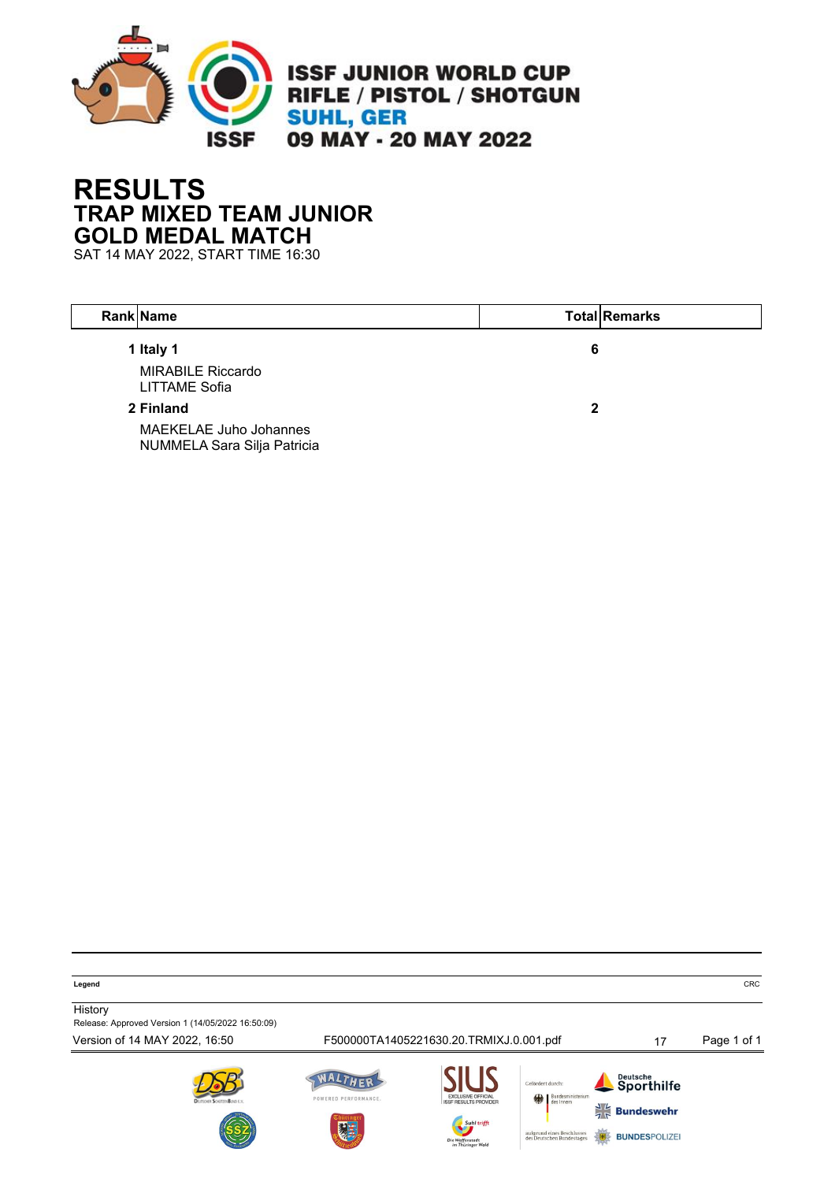ISSF JUNIOR WORLD CUP
RIFLE / PISTOL / SHOTGUN
SUHL, GER
09 MAY - 20 MAY 2022

# RESULTS
## TRAP MIXED TEAM JUNIOR
## GOLD MEDAL MATCH
SAT 14 MAY 2022, START TIME 16:30

| Rank | Name | Total | Remarks |
|---|---|---|---|
| 1 | **Italy 1** | **6** | |
| | MIRABILE Riccardo<br>LITTAME Sofia | | |
| 2 | **Finland** | **2** | |
| | MAEKELAE Juho Johannes<br>NUMMELA Sara Silja Patricia | | |

**Legend** CRC

History
Release: Approved Version 1 (14/05/2022 16:50:09)
Version of 14 MAY 2022, 16:50 F500000TA1405221630.20.TRMIXJ.0.001.pdf 17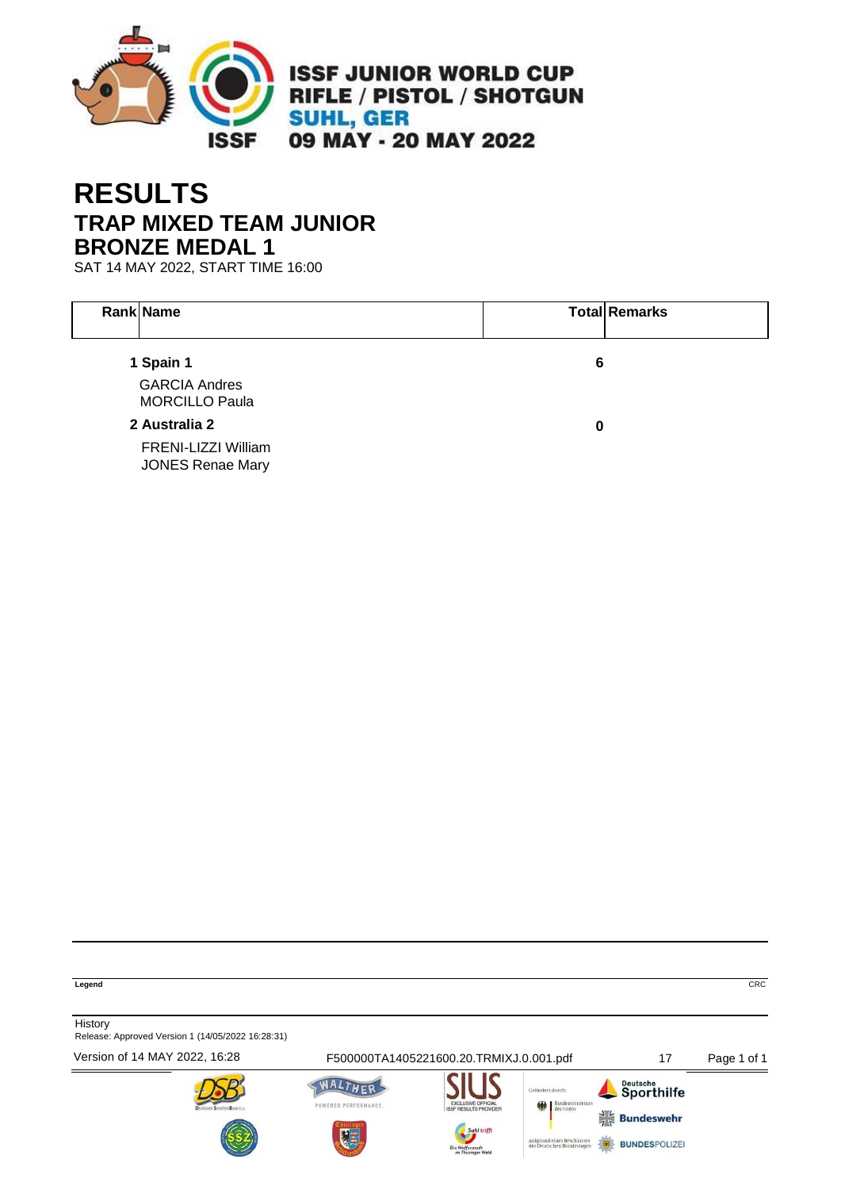ISSF JUNIOR WORLD CUP
RIFLE / PISTOL / SHOTGUN
SUHL, GER
09 MAY - 20 MAY 2022

# RESULTS

## TRAP MIXED TEAM JUNIOR
## BRONZE MEDAL 1

SAT 14 MAY 2022, START TIME 16:00

| Rank | Name | Total | Remarks |
|---|---|---|---|
| 1 | **Spain 1** | **6** | |
| | GARCIA Andres | | |
| | MORCILLO Paula | | |
| 2 | **Australia 2** | **0** | |
| | FRENI-LIZZI William | | |
| | JONES Renae Mary | | |

**Legend**

CRC

History
Release: Approved Version 1 (14/05/2022 16:28:31)

Version of 14 MAY 2022, 16:28 F500000TA1405221600.20.TRMIXJ.0.001.pdf 17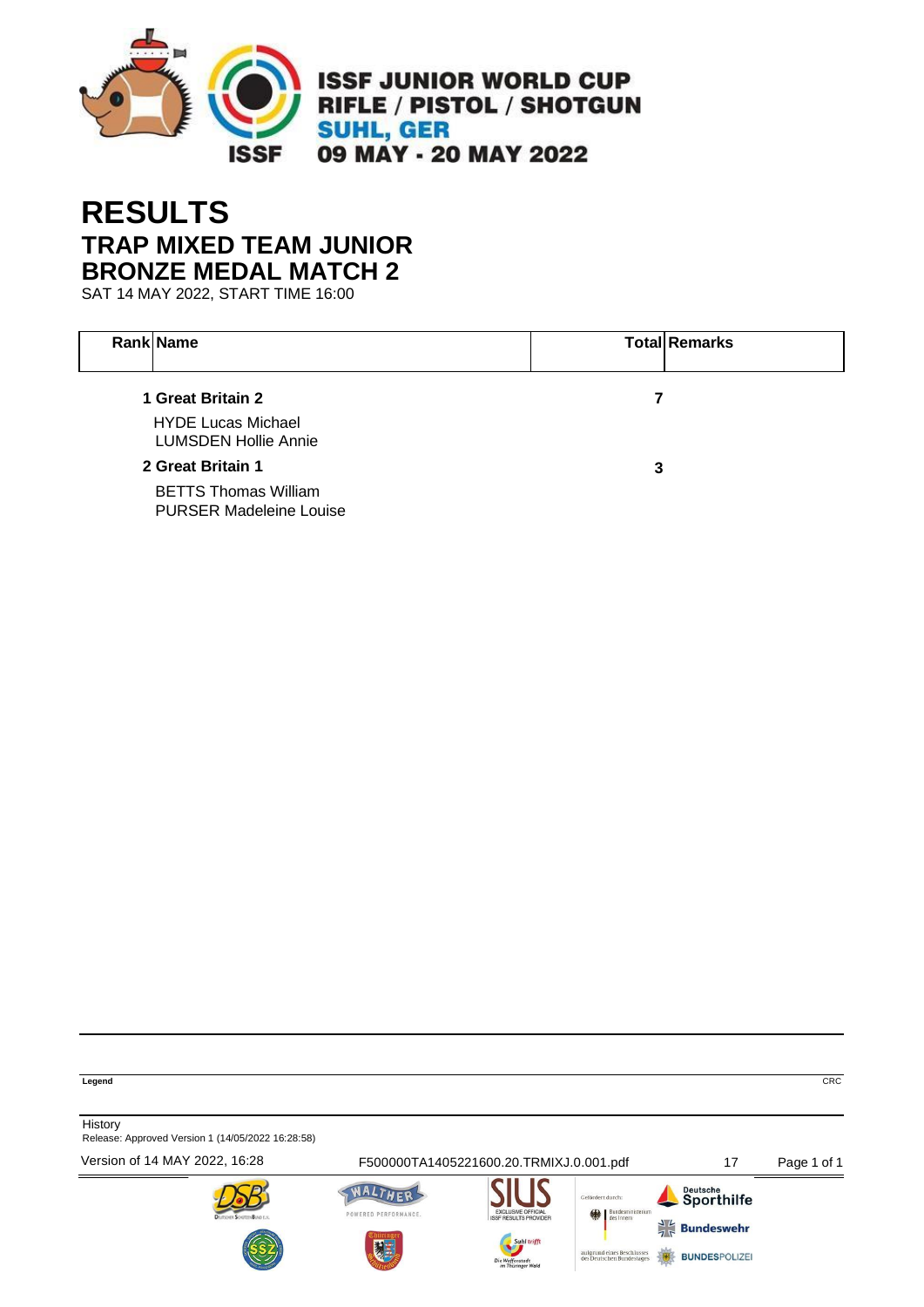ISSF JUNIOR WORLD CUP
RIFLE / PISTOL / SHOTGUN
SUHL, GER
09 MAY - 20 MAY 2022

# RESULTS

## TRAP MIXED TEAM JUNIOR
## BRONZE MEDAL MATCH 2

SAT 14 MAY 2022, START TIME 16:00

| Rank | Name | Total | Remarks |
|---|---|---|---|
| 1 | **Great Britain 2** | **7** | |
| | HYDE Lucas Michael | | |
| | LUMSDEN Hollie Annie | | |
| 2 | **Great Britain 1** | **3** | |
| | BETTS Thomas William | | |
| | PURSER Madeleine Louise | | |

**Legend**

CRC

History
Release: Approved Version 1 (14/05/2022 16:28:58)

Version of 14 MAY 2022, 16:28 F500000TA1405221600.20.TRMIXJ.0.001.pdf 17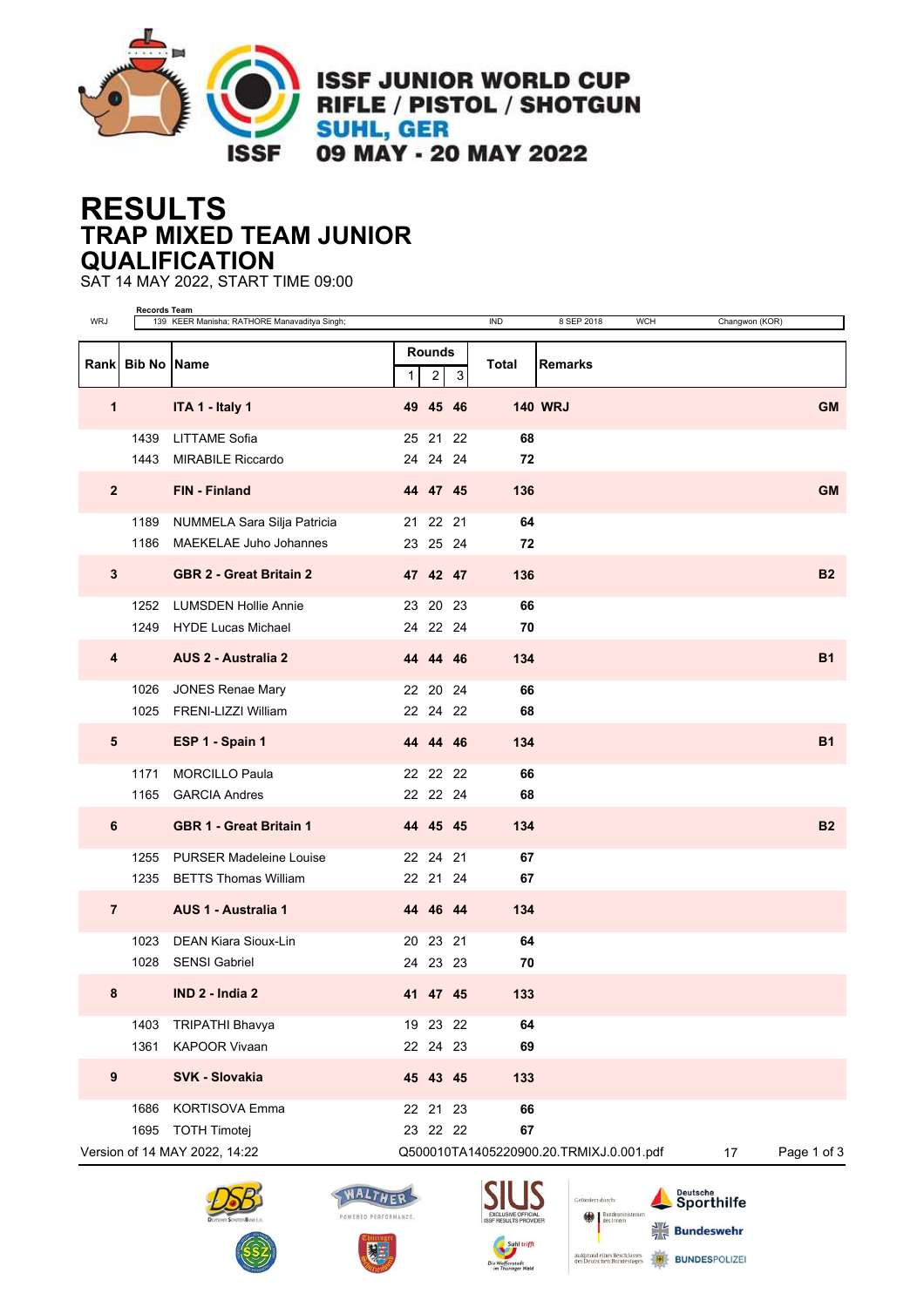ISSF JUNIOR WORLD CUP
RIFLE / PISTOL / SHOTGUN
SUHL, GER
09 MAY - 20 MAY 2022

# RESULTS
## TRAP MIXED TEAM JUNIOR
## QUALIFICATION

SAT 14 MAY 2022, START TIME 09:00

| | Records Team | | | | |
|---|---|---|---|---|---|
| WRJ | 139 KEER Manisha; RATHORE Manavaditya Singh; | IND | 8 SEP 2018 | WCH | Changwon (KOR) |

| Rank | Bib No | Name | Rounds 1 | 2 | 3 | Total | Remarks | |
|---|---|---|---|---|---|---|---|---|
| **1** | | **ITA 1 - Italy 1** | **49** | **45** | **46** | **140** | **WRJ** | **GM** |
| | 1439 | LITTAME Sofia | 25 | 21 | 22 | **68** | | |
| | 1443 | MIRABILE Riccardo | 24 | 24 | 24 | **72** | | |
| **2** | | **FIN - Finland** | **44** | **47** | **45** | **136** | | **GM** |
| | 1189 | NUMMELA Sara Silja Patricia | 21 | 22 | 21 | **64** | | |
| | 1186 | MAEKELAE Juho Johannes | 23 | 25 | 24 | **72** | | |
| **3** | | **GBR 2 - Great Britain 2** | **47** | **42** | **47** | **136** | | **B2** |
| | 1252 | LUMSDEN Hollie Annie | 23 | 20 | 23 | **66** | | |
| | 1249 | HYDE Lucas Michael | 24 | 22 | 24 | **70** | | |
| **4** | | **AUS 2 - Australia 2** | **44** | **44** | **46** | **134** | | **B1** |
| | 1026 | JONES Renae Mary | 22 | 20 | 24 | **66** | | |
| | 1025 | FRENI-LIZZI William | 22 | 24 | 22 | **68** | | |
| **5** | | **ESP 1 - Spain 1** | **44** | **44** | **46** | **134** | | **B1** |
| | 1171 | MORCILLO Paula | 22 | 22 | 22 | **66** | | |
| | 1165 | GARCIA Andres | 22 | 22 | 24 | **68** | | |
| **6** | | **GBR 1 - Great Britain 1** | **44** | **45** | **45** | **134** | | **B2** |
| | 1255 | PURSER Madeleine Louise | 22 | 24 | 21 | **67** | | |
| | 1235 | BETTS Thomas William | 22 | 21 | 24 | **67** | | |
| **7** | | **AUS 1 - Australia 1** | **44** | **46** | **44** | **134** | | |
| | 1023 | DEAN Kiara Sioux-Lin | 20 | 23 | 21 | **64** | | |
| | 1028 | SENSI Gabriel | 24 | 23 | 23 | **70** | | |
| **8** | | **IND 2 - India 2** | **41** | **47** | **45** | **133** | | |
| | 1403 | TRIPATHI Bhavya | 19 | 23 | 22 | **64** | | |
| | 1361 | KAPOOR Vivaan | 22 | 24 | 23 | **69** | | |
| **9** | | **SVK - Slovakia** | **45** | **43** | **45** | **133** | | |
| | 1686 | KORTISOVA Emma | 22 | 21 | 23 | **66** | | |
| | 1695 | TOTH Timotej | 23 | 22 | 22 | **67** | | |

Version of 14 MAY 2022, 14:22 Q500010TA1405220900.20.TRMIXJ.0.001.pdf 17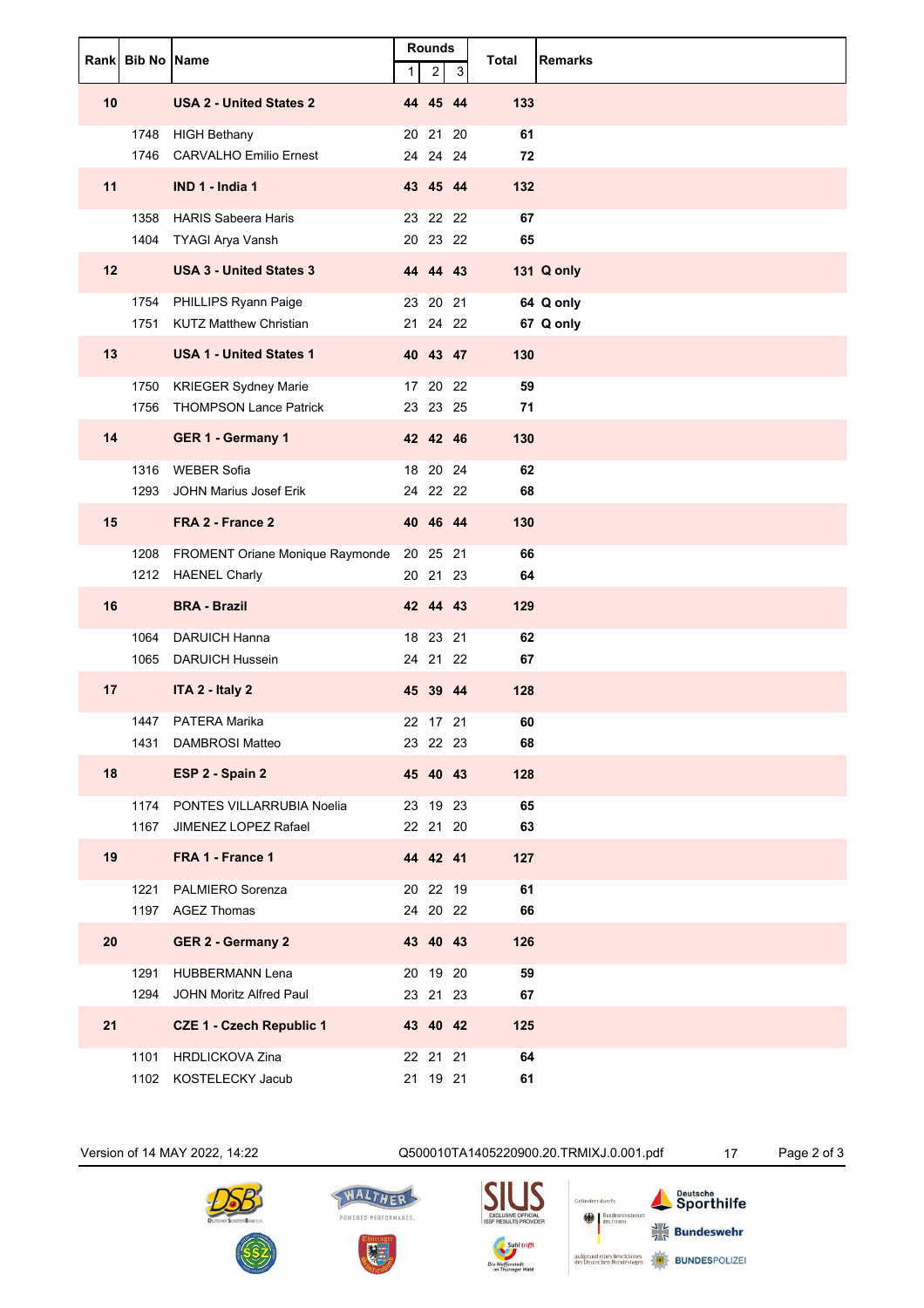| Rank | Bib No | Name | Rounds | | | Total | Remarks |
|---|---|---|---|---|---|---|---|
| | | | 1 | 2 | 3 | | |
| **10** | | **USA 2 - United States 2** | **44** | **45** | **44** | **133** | |
| | 1748 | HIGH Bethany | 20 | 21 | 20 | **61** | |
| | 1746 | CARVALHO Emilio Ernest | 24 | 24 | 24 | **72** | |
| **11** | | **IND 1 - India 1** | **43** | **45** | **44** | **132** | |
| | 1358 | HARIS Sabeera Haris | 23 | 22 | 22 | **67** | |
| | 1404 | TYAGI Arya Vansh | 20 | 23 | 22 | **65** | |
| **12** | | **USA 3 - United States 3** | **44** | **44** | **43** | **131** | **Q only** |
| | 1754 | PHILLIPS Ryann Paige | 23 | 20 | 21 | **64** | **Q only** |
| | 1751 | KUTZ Matthew Christian | 21 | 24 | 22 | **67** | **Q only** |
| **13** | | **USA 1 - United States 1** | **40** | **43** | **47** | **130** | |
| | 1750 | KRIEGER Sydney Marie | 17 | 20 | 22 | **59** | |
| | 1756 | THOMPSON Lance Patrick | 23 | 23 | 25 | **71** | |
| **14** | | **GER 1 - Germany 1** | **42** | **42** | **46** | **130** | |
| | 1316 | WEBER Sofia | 18 | 20 | 24 | **62** | |
| | 1293 | JOHN Marius Josef Erik | 24 | 22 | 22 | **68** | |
| **15** | | **FRA 2 - France 2** | **40** | **46** | **44** | **130** | |
| | 1208 | FROMENT Oriane Monique Raymonde | 20 | 25 | 21 | **66** | |
| | 1212 | HAENEL Charly | 20 | 21 | 23 | **64** | |
| **16** | | **BRA - Brazil** | **42** | **44** | **43** | **129** | |
| | 1064 | DARUICH Hanna | 18 | 23 | 21 | **62** | |
| | 1065 | DARUICH Hussein | 24 | 21 | 22 | **67** | |
| **17** | | **ITA 2 - Italy 2** | **45** | **39** | **44** | **128** | |
| | 1447 | PATERA Marika | 22 | 17 | 21 | **60** | |
| | 1431 | DAMBROSI Matteo | 23 | 22 | 23 | **68** | |
| **18** | | **ESP 2 - Spain 2** | **45** | **40** | **43** | **128** | |
| | 1174 | PONTES VILLARRUBIA Noelia | 23 | 19 | 23 | **65** | |
| | 1167 | JIMENEZ LOPEZ Rafael | 22 | 21 | 20 | **63** | |
| **19** | | **FRA 1 - France 1** | **44** | **42** | **41** | **127** | |
| | 1221 | PALMIERO Sorenza | 20 | 22 | 19 | **61** | |
| | 1197 | AGEZ Thomas | 24 | 20 | 22 | **66** | |
| **20** | | **GER 2 - Germany 2** | **43** | **40** | **43** | **126** | |
| | 1291 | HUBBERMANN Lena | 20 | 19 | 20 | **59** | |
| | 1294 | JOHN Moritz Alfred Paul | 23 | 21 | 23 | **67** | |
| **21** | | **CZE 1 - Czech Republic 1** | **43** | **40** | **42** | **125** | |
| | 1101 | HRDLICKOVA Zina | 22 | 21 | 21 | **64** | |
| | 1102 | KOSTELECKY Jacub | 21 | 19 | 21 | **61** | |

Version of 14 MAY 2022, 14:22 Q500010TA1405220900.20.TRMIXJ.0.001.pdf 17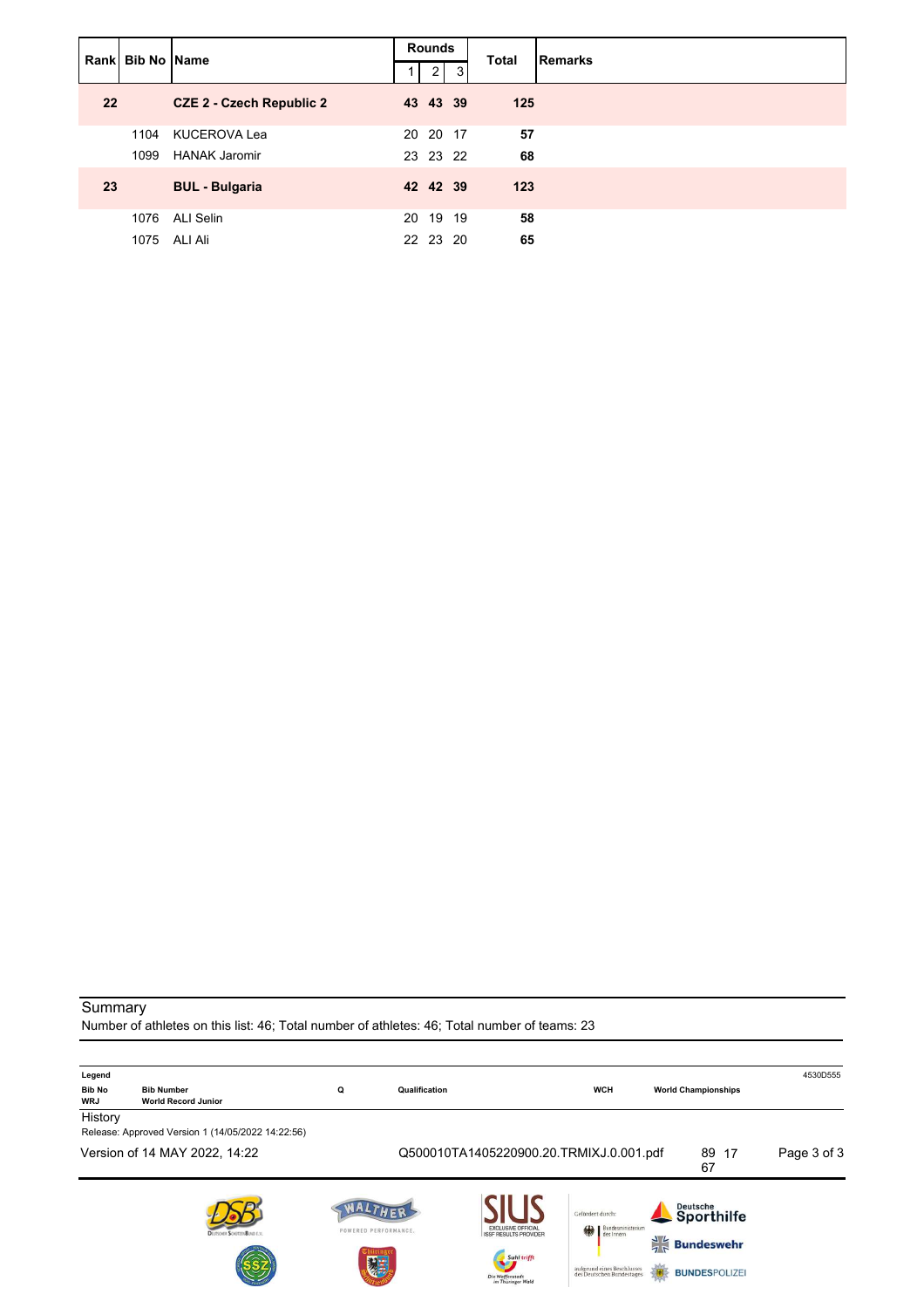| Rank | Bib No | Name | Rounds | | | Total | Remarks |
|---|---|---|---|---|---|---|---|
| | | | 1 | 2 | 3 | | |
| **22** | | **CZE 2 - Czech Republic 2** | **43** | **43** | **39** | **125** | |
| | 1104 | KUCEROVA Lea | 20 | 20 | 17 | **57** | |
| | 1099 | HANAK Jaromir | 23 | 23 | 22 | **68** | |
| **23** | | **BUL - Bulgaria** | **42** | **42** | **39** | **123** | |
| | 1076 | ALI Selin | 20 | 19 | 19 | **58** | |
| | 1075 | ALI Ali | 22 | 23 | 20 | **65** | |

## Summary

Number of athletes on this list: 46; Total number of athletes: 46; Total number of teams: 23

**Legend**

| | | | | | |
|---|---|---|---|---|---|
| **Bib No** | **Bib Number** | **Q** | **Qualification** | **WCH** | **World Championships** |
| **WRJ** | **World Record Junior** | | | | |

4530D555

History

Release: Approved Version 1 (14/05/2022 14:22:56)

Version of 14 MAY 2022, 14:22

Q500010TA1405220900.20.TRMIXJ.0.001.pdf

89 17 67